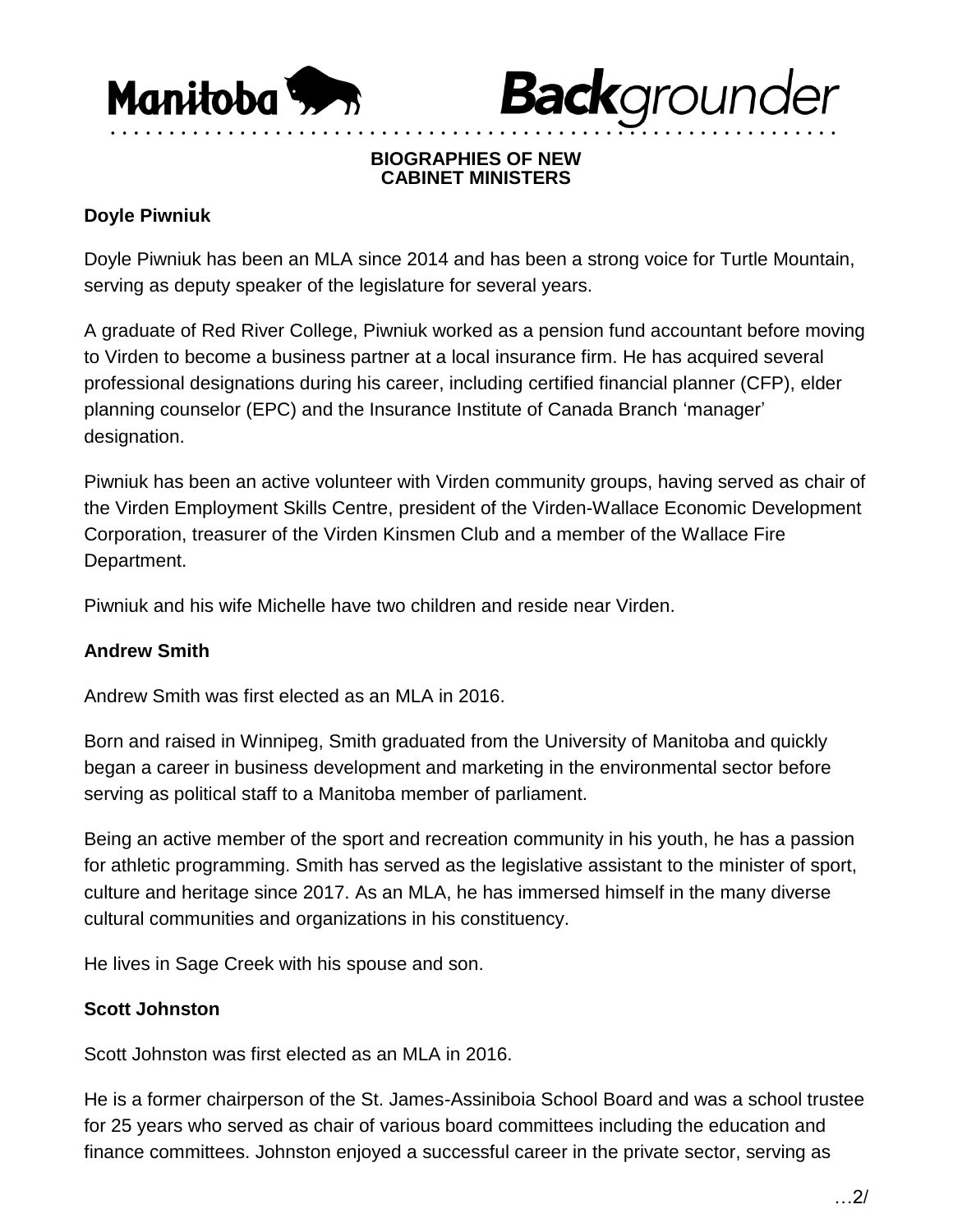**Manitoba** **Backgrounder**

## BIOGRAPHIES OF NEW CABINET MINISTERS

### Doyle Piwniuk

Doyle Piwniuk has been an MLA since 2014 and has been a strong voice for Turtle Mountain, serving as deputy speaker of the legislature for several years.

A graduate of Red River College, Piwniuk worked as a pension fund accountant before moving to Virden to become a business partner at a local insurance firm. He has acquired several professional designations during his career, including certified financial planner (CFP), elder planning counselor (EPC) and the Insurance Institute of Canada Branch 'manager' designation.

Piwniuk has been an active volunteer with Virden community groups, having served as chair of the Virden Employment Skills Centre, president of the Virden-Wallace Economic Development Corporation, treasurer of the Virden Kinsmen Club and a member of the Wallace Fire Department.

Piwniuk and his wife Michelle have two children and reside near Virden.

### Andrew Smith

Andrew Smith was first elected as an MLA in 2016.

Born and raised in Winnipeg, Smith graduated from the University of Manitoba and quickly began a career in business development and marketing in the environmental sector before serving as political staff to a Manitoba member of parliament.

Being an active member of the sport and recreation community in his youth, he has a passion for athletic programming. Smith has served as the legislative assistant to the minister of sport, culture and heritage since 2017. As an MLA, he has immersed himself in the many diverse cultural communities and organizations in his constituency.

He lives in Sage Creek with his spouse and son.

### Scott Johnston

Scott Johnston was first elected as an MLA in 2016.

He is a former chairperson of the St. James-Assiniboia School Board and was a school trustee for 25 years who served as chair of various board committees including the education and finance committees. Johnston enjoyed a successful career in the private sector, serving as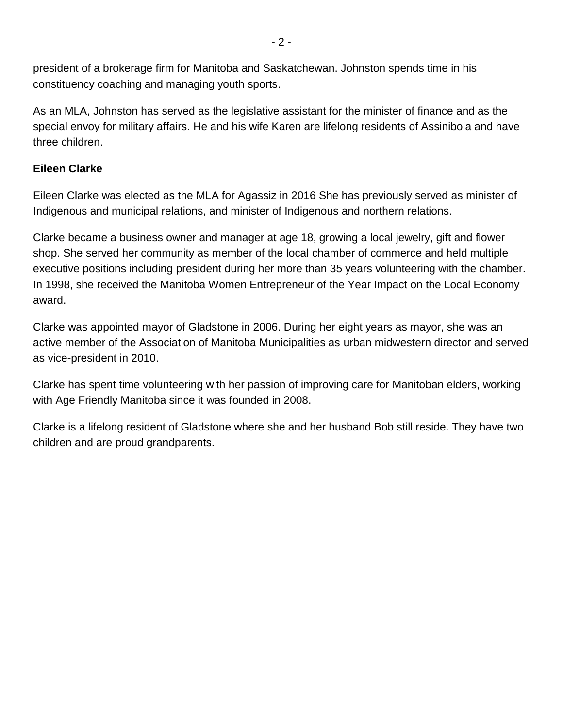president of a brokerage firm for Manitoba and Saskatchewan. Johnston spends time in his constituency coaching and managing youth sports.

As an MLA, Johnston has served as the legislative assistant for the minister of finance and as the special envoy for military affairs. He and his wife Karen are lifelong residents of Assiniboia and have three children.

**Eileen Clarke**

Eileen Clarke was elected as the MLA for Agassiz in 2016 She has previously served as minister of Indigenous and municipal relations, and minister of Indigenous and northern relations.

Clarke became a business owner and manager at age 18, growing a local jewelry, gift and flower shop. She served her community as member of the local chamber of commerce and held multiple executive positions including president during her more than 35 years volunteering with the chamber. In 1998, she received the Manitoba Women Entrepreneur of the Year Impact on the Local Economy award.

Clarke was appointed mayor of Gladstone in 2006. During her eight years as mayor, she was an active member of the Association of Manitoba Municipalities as urban midwestern director and served as vice-president in 2010.

Clarke has spent time volunteering with her passion of improving care for Manitoban elders, working with Age Friendly Manitoba since it was founded in 2008.

Clarke is a lifelong resident of Gladstone where she and her husband Bob still reside. They have two children and are proud grandparents.